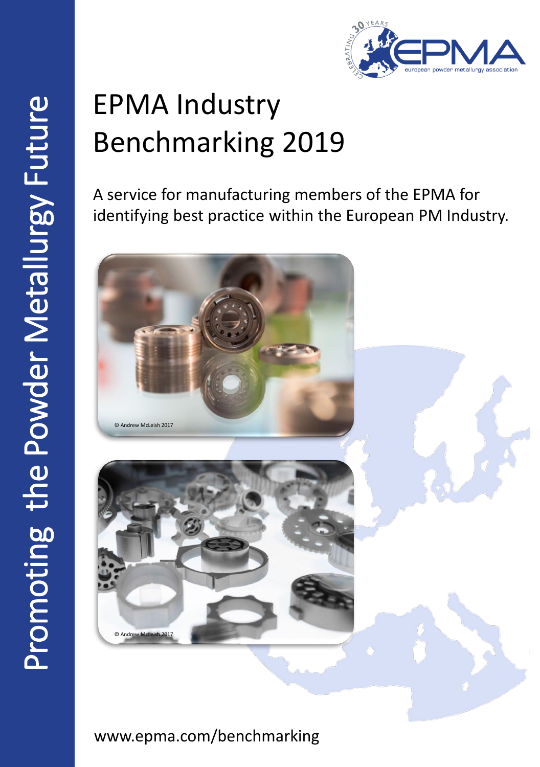Promoting the Powder Metallurgy Future

CELEBRATING 30 YEARS

EPMA european powder metallurgy association

# EPMA Industry Benchmarking 2019

A service for manufacturing members of the EPMA for identifying best practice within the European PM Industry.

© Andrew McLeish 2017

© Andrew McLeish 2017

www.epma.com/benchmarking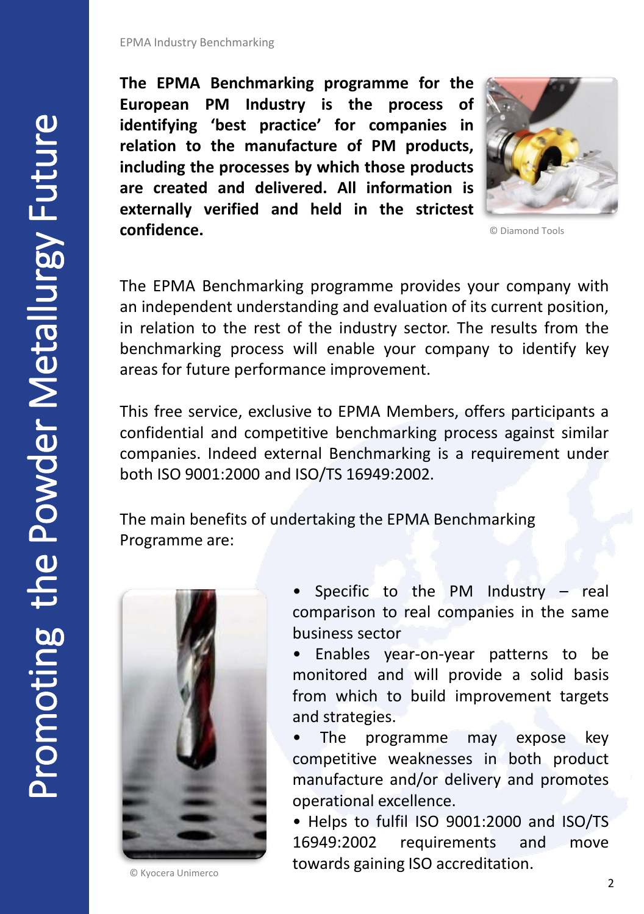**The EPMA Benchmarking programme for the European PM Industry is the process of identifying 'best practice' for companies in relation to the manufacture of PM products, including the processes by which those products are created and delivered. All information is externally verified and held in the strictest confidence.**

© Diamond Tools

The EPMA Benchmarking programme provides your company with an independent understanding and evaluation of its current position, in relation to the rest of the industry sector. The results from the benchmarking process will enable your company to identify key areas for future performance improvement.

This free service, exclusive to EPMA Members, offers participants a confidential and competitive benchmarking process against similar companies. Indeed external Benchmarking is a requirement under both ISO 9001:2000 and ISO/TS 16949:2002.

The main benefits of undertaking the EPMA Benchmarking Programme are:

- Specific to the PM Industry – real comparison to real companies in the same business sector
- Enables year-on-year patterns to be monitored and will provide a solid basis from which to build improvement targets and strategies.
- The programme may expose key competitive weaknesses in both product manufacture and/or delivery and promotes operational excellence.
- Helps to fulfil ISO 9001:2000 and ISO/TS 16949:2002 requirements and move towards gaining ISO accreditation.

© Kyocera Unimerco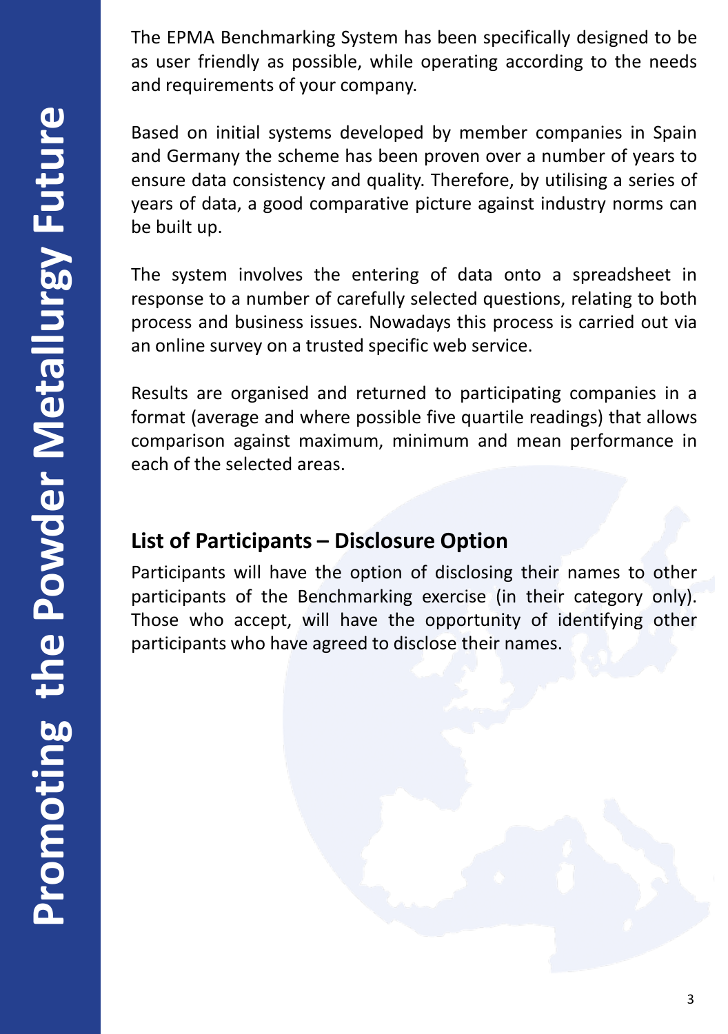The EPMA Benchmarking System has been specifically designed to be as user friendly as possible, while operating according to the needs and requirements of your company.

Based on initial systems developed by member companies in Spain and Germany the scheme has been proven over a number of years to ensure data consistency and quality. Therefore, by utilising a series of years of data, a good comparative picture against industry norms can be built up.

The system involves the entering of data onto a spreadsheet in response to a number of carefully selected questions, relating to both process and business issues. Nowadays this process is carried out via an online survey on a trusted specific web service.

Results are organised and returned to participating companies in a format (average and where possible five quartile readings) that allows comparison against maximum, minimum and mean performance in each of the selected areas.

## List of Participants – Disclosure Option

Participants will have the option of disclosing their names to other participants of the Benchmarking exercise (in their category only). Those who accept, will have the opportunity of identifying other participants who have agreed to disclose their names.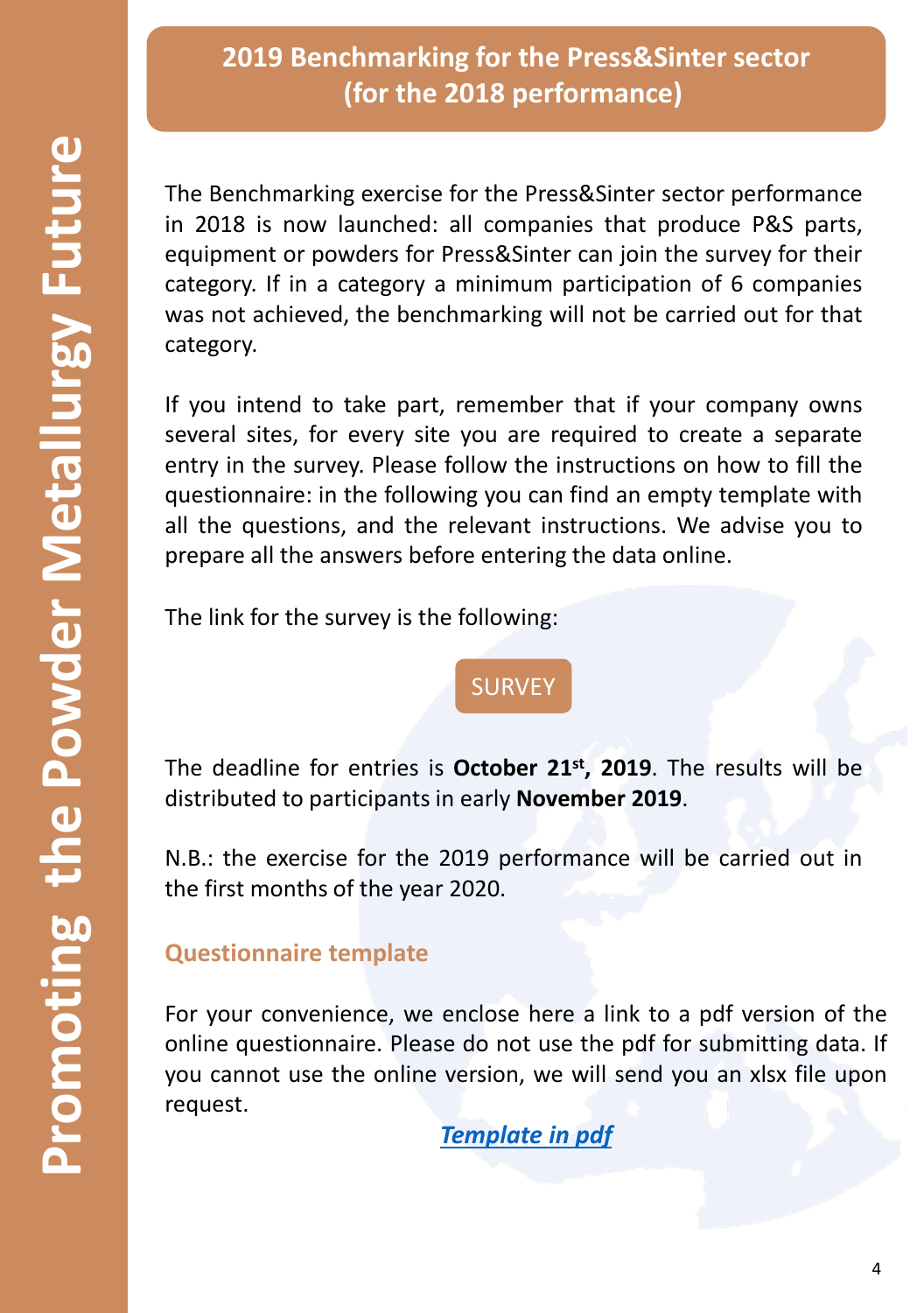## 2019 Benchmarking for the Press&Sinter sector (for the 2018 performance)

The Benchmarking exercise for the Press&Sinter sector performance in 2018 is now launched: all companies that produce P&S parts, equipment or powders for Press&Sinter can join the survey for their category. If in a category a minimum participation of 6 companies was not achieved, the benchmarking will not be carried out for that category.

If you intend to take part, remember that if your company owns several sites, for every site you are required to create a separate entry in the survey. Please follow the instructions on how to fill the questionnaire: in the following you can find an empty template with all the questions, and the relevant instructions. We advise you to prepare all the answers before entering the data online.

The link for the survey is the following:

SURVEY

The deadline for entries is **October 21st, 2019**. The results will be distributed to participants in early **November 2019**.

N.B.: the exercise for the 2019 performance will be carried out in the first months of the year 2020.

### Questionnaire template

For your convenience, we enclose here a link to a pdf version of the online questionnaire. Please do not use the pdf for submitting data. If you cannot use the online version, we will send you an xlsx file upon request.

***Template in pdf***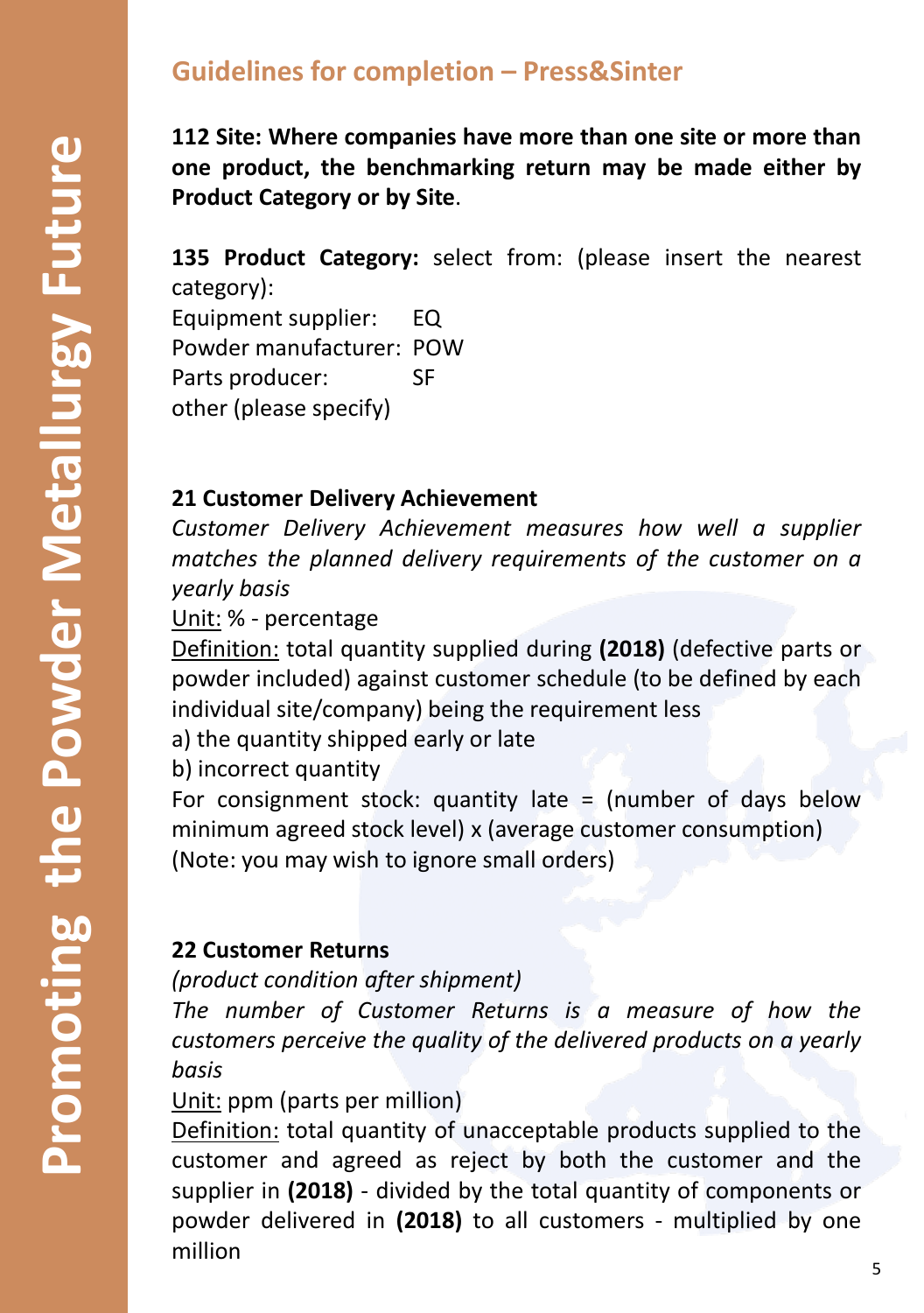## Guidelines for completion – Press&Sinter

**112 Site: Where companies have more than one site or more than one product, the benchmarking return may be made either by Product Category or by Site**.

**135 Product Category:** select from: (please insert the nearest category):

Equipment supplier: EQ
Powder manufacturer: POW
Parts producer: SF
other (please specify)

### 21 Customer Delivery Achievement

*Customer Delivery Achievement measures how well a supplier matches the planned delivery requirements of the customer on a yearly basis*

Unit: % - percentage

Definition: total quantity supplied during **(2018)** (defective parts or powder included) against customer schedule (to be defined by each individual site/company) being the requirement less

a) the quantity shipped early or late

b) incorrect quantity

For consignment stock: quantity late = (number of days below minimum agreed stock level) x (average customer consumption)

(Note: you may wish to ignore small orders)

### 22 Customer Returns

*(product condition after shipment)*

*The number of Customer Returns is a measure of how the customers perceive the quality of the delivered products on a yearly basis*

Unit: ppm (parts per million)

Definition: total quantity of unacceptable products supplied to the customer and agreed as reject by both the customer and the supplier in **(2018)** - divided by the total quantity of components or powder delivered in **(2018)** to all customers - multiplied by one million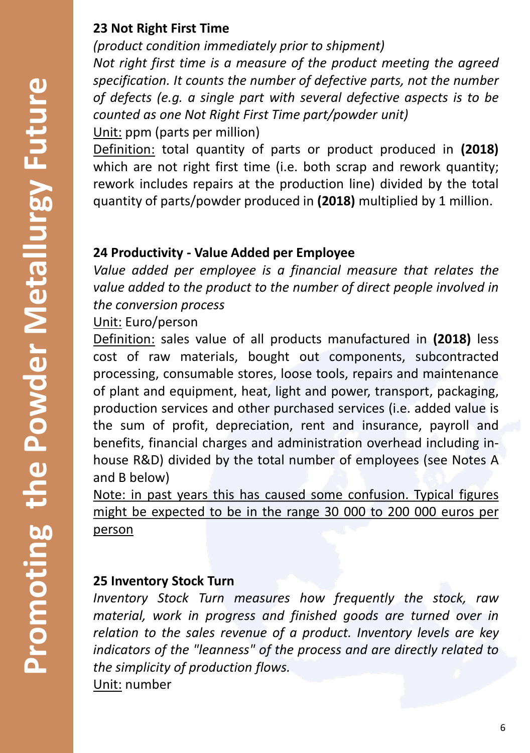### 23 Not Right First Time

*(product condition immediately prior to shipment)*

*Not right first time is a measure of the product meeting the agreed specification. It counts the number of defective parts, not the number of defects (e.g. a single part with several defective aspects is to be counted as one Not Right First Time part/powder unit)*

Unit: ppm (parts per million)

Definition: total quantity of parts or product produced in **(2018)** which are not right first time (i.e. both scrap and rework quantity; rework includes repairs at the production line) divided by the total quantity of parts/powder produced in **(2018)** multiplied by 1 million.

### 24 Productivity - Value Added per Employee

*Value added per employee is a financial measure that relates the value added to the product to the number of direct people involved in the conversion process*

Unit: Euro/person

Definition: sales value of all products manufactured in **(2018)** less cost of raw materials, bought out components, subcontracted processing, consumable stores, loose tools, repairs and maintenance of plant and equipment, heat, light and power, transport, packaging, production services and other purchased services (i.e. added value is the sum of profit, depreciation, rent and insurance, payroll and benefits, financial charges and administration overhead including in-house R&D) divided by the total number of employees (see Notes A and B below)

Note: in past years this has caused some confusion. Typical figures might be expected to be in the range 30 000 to 200 000 euros per person

### 25 Inventory Stock Turn

*Inventory Stock Turn measures how frequently the stock, raw material, work in progress and finished goods are turned over in relation to the sales revenue of a product. Inventory levels are key indicators of the "leanness" of the process and are directly related to the simplicity of production flows.*

Unit: number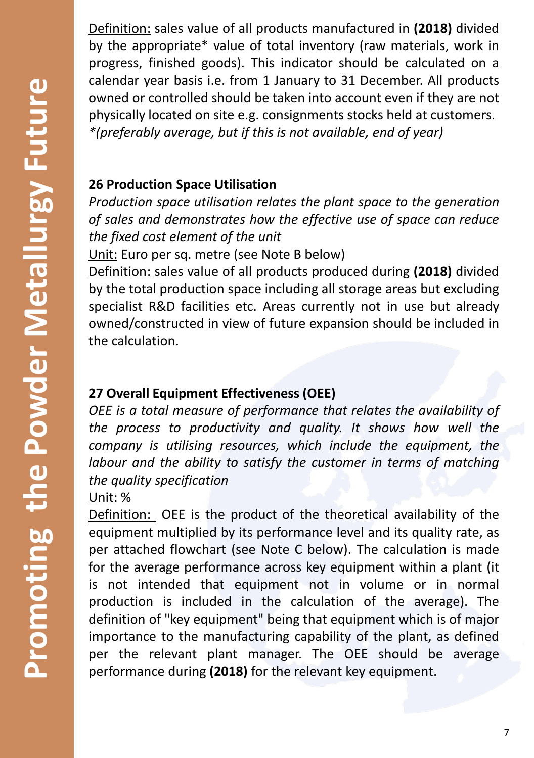Definition: sales value of all products manufactured in **(2018)** divided by the appropriate* value of total inventory (raw materials, work in progress, finished goods). This indicator should be calculated on a calendar year basis i.e. from 1 January to 31 December. All products owned or controlled should be taken into account even if they are not physically located on site e.g. consignments stocks held at customers.
**(preferably average, but if this is not available, end of year)*

### 26 Production Space Utilisation

*Production space utilisation relates the plant space to the generation of sales and demonstrates how the effective use of space can reduce the fixed cost element of the unit*

Unit: Euro per sq. metre (see Note B below)

Definition: sales value of all products produced during **(2018)** divided by the total production space including all storage areas but excluding specialist R&D facilities etc. Areas currently not in use but already owned/constructed in view of future expansion should be included in the calculation.

### 27 Overall Equipment Effectiveness (OEE)

*OEE is a total measure of performance that relates the availability of the process to productivity and quality. It shows how well the company is utilising resources, which include the equipment, the labour and the ability to satisfy the customer in terms of matching the quality specification*

Unit: %

Definition: OEE is the product of the theoretical availability of the equipment multiplied by its performance level and its quality rate, as per attached flowchart (see Note C below). The calculation is made for the average performance across key equipment within a plant (it is not intended that equipment not in volume or in normal production is included in the calculation of the average). The definition of "key equipment" being that equipment which is of major importance to the manufacturing capability of the plant, as defined per the relevant plant manager. The OEE should be average performance during **(2018)** for the relevant key equipment.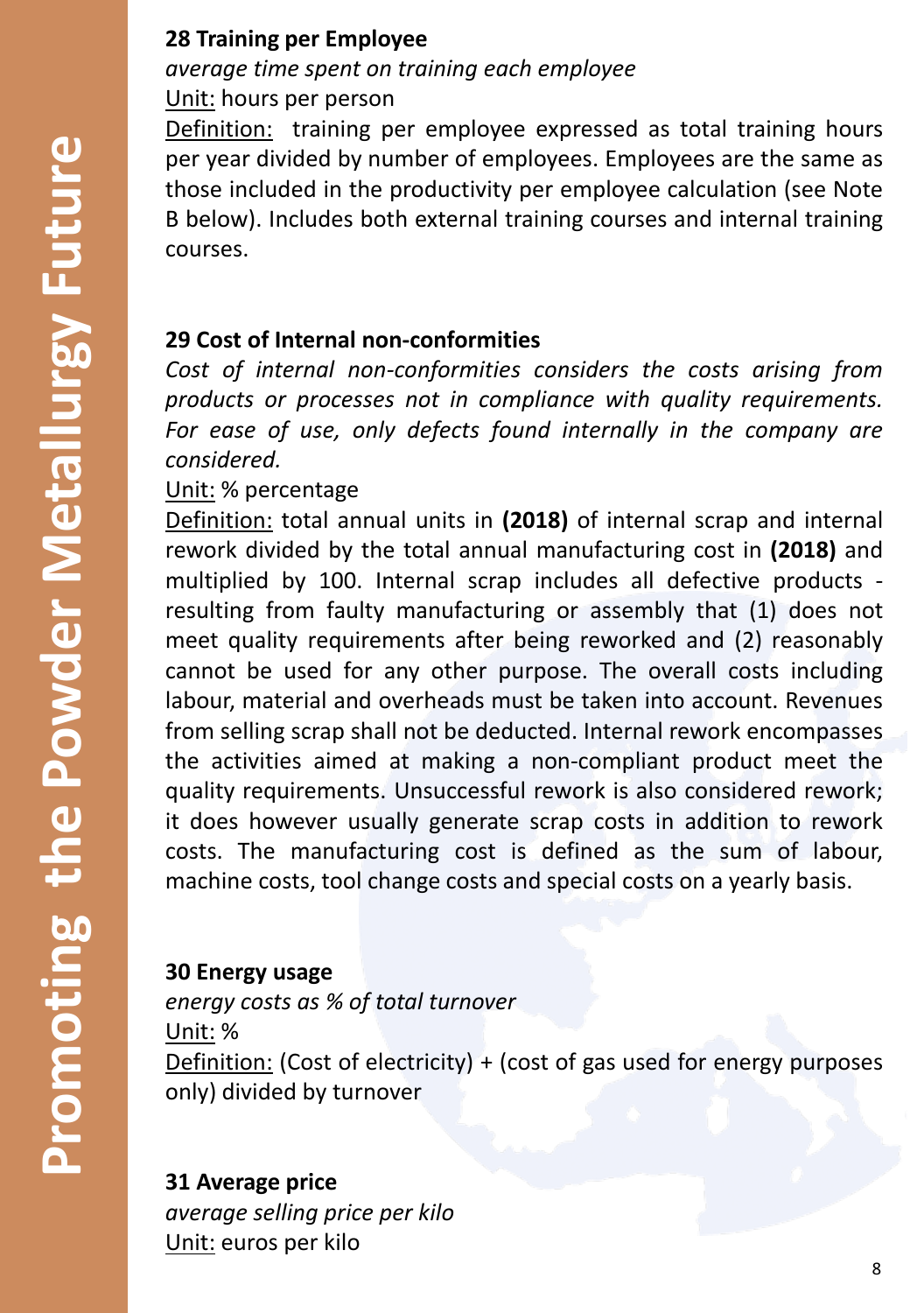**28 Training per Employee**

*average time spent on training each employee*

Unit: hours per person

Definition: training per employee expressed as total training hours per year divided by number of employees. Employees are the same as those included in the productivity per employee calculation (see Note B below). Includes both external training courses and internal training courses.

**29 Cost of Internal non-conformities**

*Cost of internal non-conformities considers the costs arising from products or processes not in compliance with quality requirements. For ease of use, only defects found internally in the company are considered.*

Unit: % percentage

Definition: total annual units in **(2018)** of internal scrap and internal rework divided by the total annual manufacturing cost in **(2018)** and multiplied by 100. Internal scrap includes all defective products - resulting from faulty manufacturing or assembly that (1) does not meet quality requirements after being reworked and (2) reasonably cannot be used for any other purpose. The overall costs including labour, material and overheads must be taken into account. Revenues from selling scrap shall not be deducted. Internal rework encompasses the activities aimed at making a non-compliant product meet the quality requirements. Unsuccessful rework is also considered rework; it does however usually generate scrap costs in addition to rework costs. The manufacturing cost is defined as the sum of labour, machine costs, tool change costs and special costs on a yearly basis.

**30 Energy usage**

*energy costs as % of total turnover*

Unit: %

Definition: (Cost of electricity) + (cost of gas used for energy purposes only) divided by turnover

**31 Average price**

*average selling price per kilo*

Unit: euros per kilo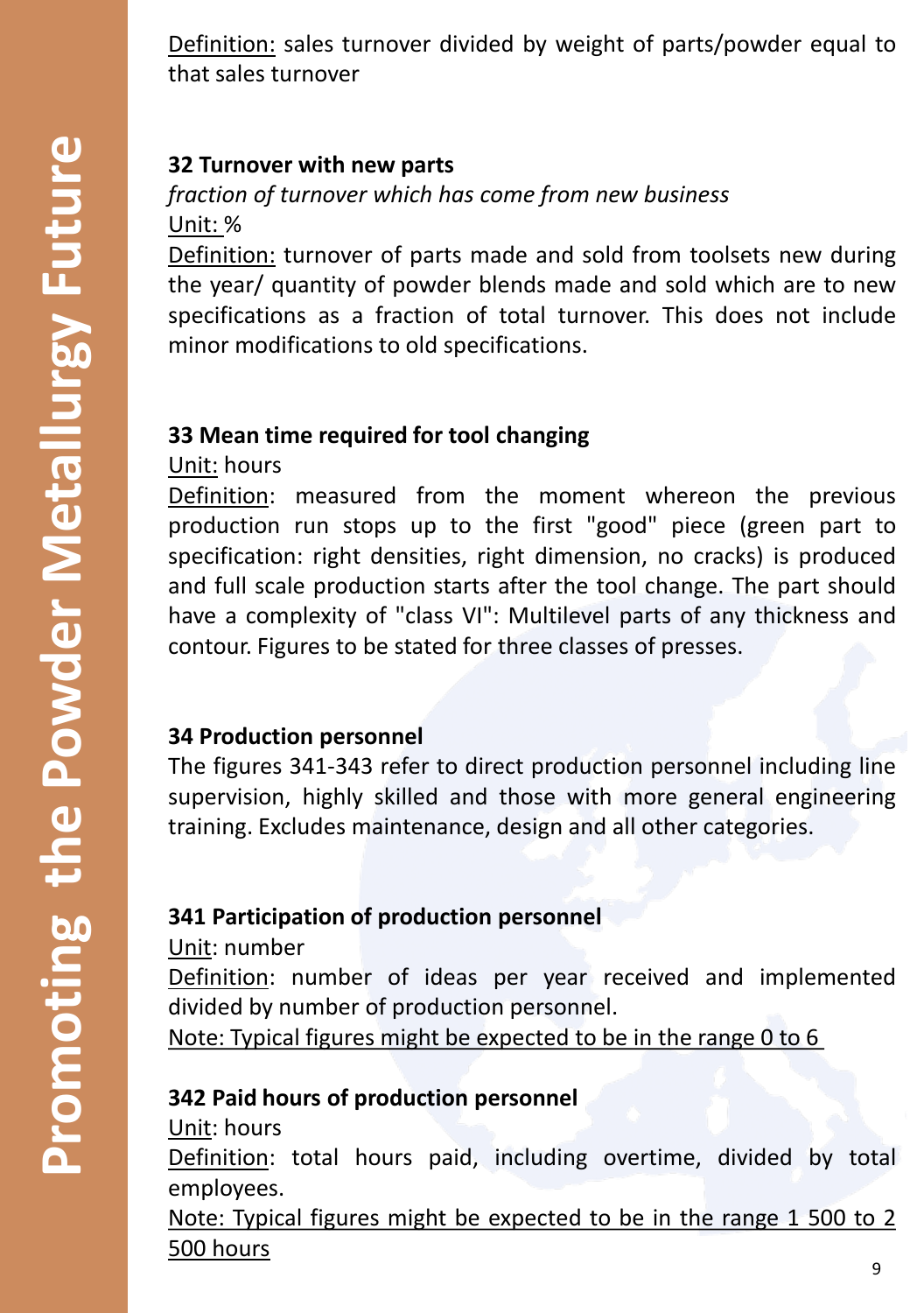Definition: sales turnover divided by weight of parts/powder equal to that sales turnover

**32 Turnover with new parts**

*fraction of turnover which has come from new business*

Unit: %

Definition: turnover of parts made and sold from toolsets new during the year/ quantity of powder blends made and sold which are to new specifications as a fraction of total turnover. This does not include minor modifications to old specifications.

**33 Mean time required for tool changing**

Unit: hours

Definition: measured from the moment whereon the previous production run stops up to the first "good" piece (green part to specification: right densities, right dimension, no cracks) is produced and full scale production starts after the tool change. The part should have a complexity of "class VI": Multilevel parts of any thickness and contour. Figures to be stated for three classes of presses.

**34 Production personnel**

The figures 341-343 refer to direct production personnel including line supervision, highly skilled and those with more general engineering training. Excludes maintenance, design and all other categories.

**341 Participation of production personnel**

Unit: number

Definition: number of ideas per year received and implemented divided by number of production personnel.

Note: Typical figures might be expected to be in the range 0 to 6

**342 Paid hours of production personnel**

Unit: hours

Definition: total hours paid, including overtime, divided by total employees.

Note: Typical figures might be expected to be in the range 1 500 to 2 500 hours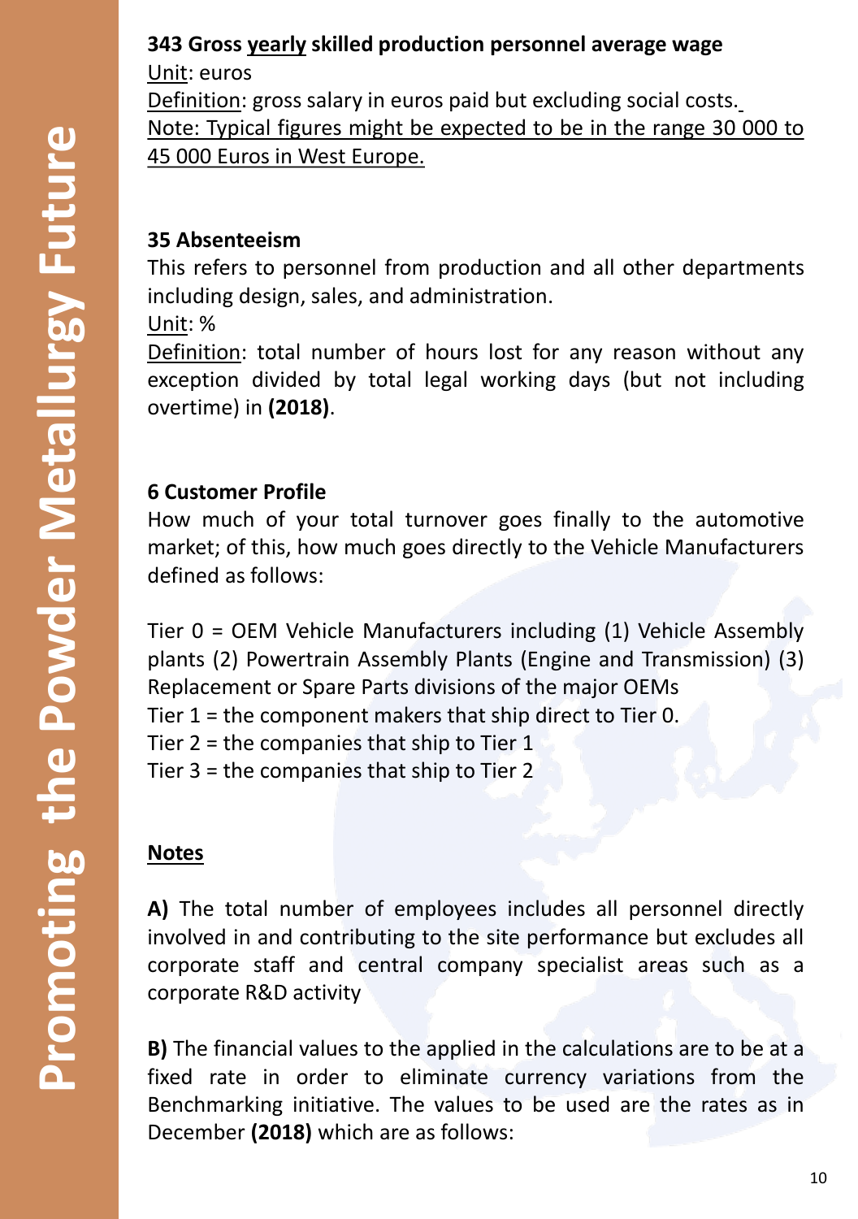**343 Gross yearly skilled production personnel average wage**

Unit: euros

Definition: gross salary in euros paid but excluding social costs.

Note: Typical figures might be expected to be in the range 30 000 to 45 000 Euros in West Europe.

**35 Absenteeism**

This refers to personnel from production and all other departments including design, sales, and administration.

Unit: %

Definition: total number of hours lost for any reason without any exception divided by total legal working days (but not including overtime) in **(2018)**.

**6 Customer Profile**

How much of your total turnover goes finally to the automotive market; of this, how much goes directly to the Vehicle Manufacturers defined as follows:

Tier 0 = OEM Vehicle Manufacturers including (1) Vehicle Assembly plants (2) Powertrain Assembly Plants (Engine and Transmission) (3) Replacement or Spare Parts divisions of the major OEMs
Tier 1 = the component makers that ship direct to Tier 0.
Tier 2 = the companies that ship to Tier 1
Tier 3 = the companies that ship to Tier 2

**Notes**

**A)** The total number of employees includes all personnel directly involved in and contributing to the site performance but excludes all corporate staff and central company specialist areas such as a corporate R&D activity

**B)** The financial values to the applied in the calculations are to be at a fixed rate in order to eliminate currency variations from the Benchmarking initiative. The values to be used are the rates as in December **(2018)** which are as follows: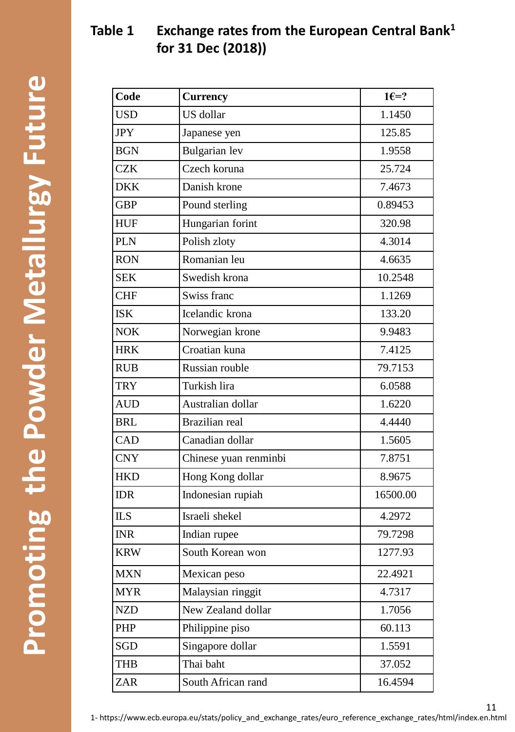**Table 1 Exchange rates from the European Central Bank[1] for 31 Dec (2018))**

| Code | Currency | 1€=? |
|---|---|---|
| USD | US dollar | 1.1450 |
| JPY | Japanese yen | 125.85 |
| BGN | Bulgarian lev | 1.9558 |
| CZK | Czech koruna | 25.724 |
| DKK | Danish krone | 7.4673 |
| GBP | Pound sterling | 0.89453 |
| HUF | Hungarian forint | 320.98 |
| PLN | Polish zloty | 4.3014 |
| RON | Romanian leu | 4.6635 |
| SEK | Swedish krona | 10.2548 |
| CHF | Swiss franc | 1.1269 |
| ISK | Icelandic krona | 133.20 |
| NOK | Norwegian krone | 9.9483 |
| HRK | Croatian kuna | 7.4125 |
| RUB | Russian rouble | 79.7153 |
| TRY | Turkish lira | 6.0588 |
| AUD | Australian dollar | 1.6220 |
| BRL | Brazilian real | 4.4440 |
| CAD | Canadian dollar | 1.5605 |
| CNY | Chinese yuan renminbi | 7.8751 |
| HKD | Hong Kong dollar | 8.9675 |
| IDR | Indonesian rupiah | 16500.00 |
| ILS | Israeli shekel | 4.2972 |
| INR | Indian rupee | 79.7298 |
| KRW | South Korean won | 1277.93 |
| MXN | Mexican peso | 22.4921 |
| MYR | Malaysian ringgit | 4.7317 |
| NZD | New Zealand dollar | 1.7056 |
| PHP | Philippine piso | 60.113 |
| SGD | Singapore dollar | 1.5591 |
| THB | Thai baht | 37.052 |
| ZAR | South African rand | 16.4594 |

1- https://www.ecb.europa.eu/stats/policy_and_exchange_rates/euro_reference_exchange_rates/html/index.en.html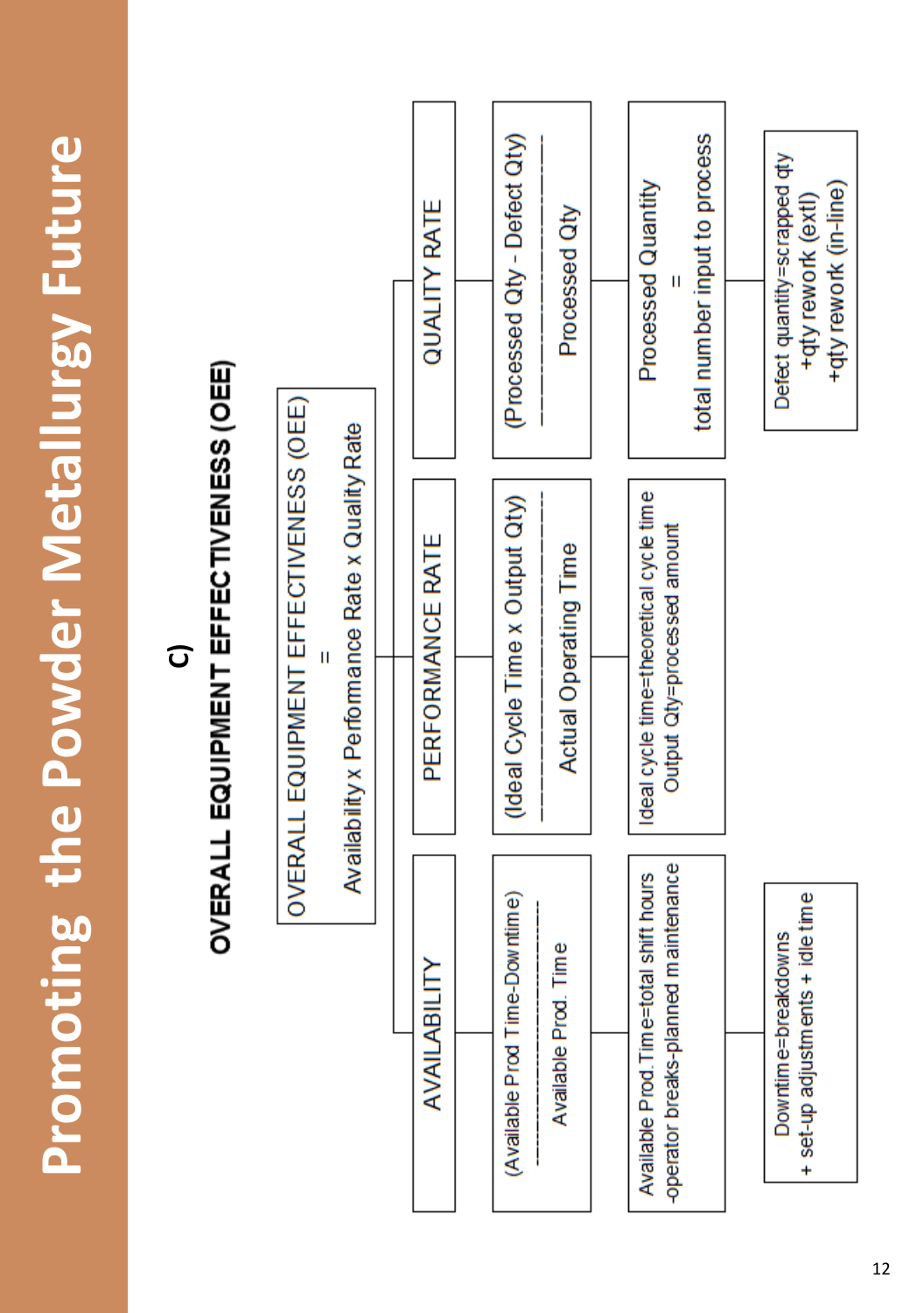## c)

## OVERALL EQUIPMENT EFFECTIVENESS (OEE)

OVERALL EQUIPMENT EFFECTIVENESS (OEE)
=
Availability x Perfomance Rate x Quality Rate

**AVAILABILITY**

$$\frac{\text{(Available Prod Time-Downtime)}}{\text{Available Prod. Time}}$$

Available Prod. Time=total shift hours -operator breaks-planned maintenance

Downtime=breakdowns + set-up adjustments + idle time

**PERFORMANCE RATE**

$$\frac{\text{(Ideal Cycle Time x Output Qty)}}{\text{Actual Operating Time}}$$

Ideal cycle time=theoretical cycle time
Output Qty=processed amount

**QUALITY RATE**

$$\frac{\text{(Processed Qty - Defect Qty)}}{\text{Processed Qty}}$$

Processed Quantity = total number input to process

Defect quantity=scrapped qty +qty rework (extl) +qty rework (in-line)